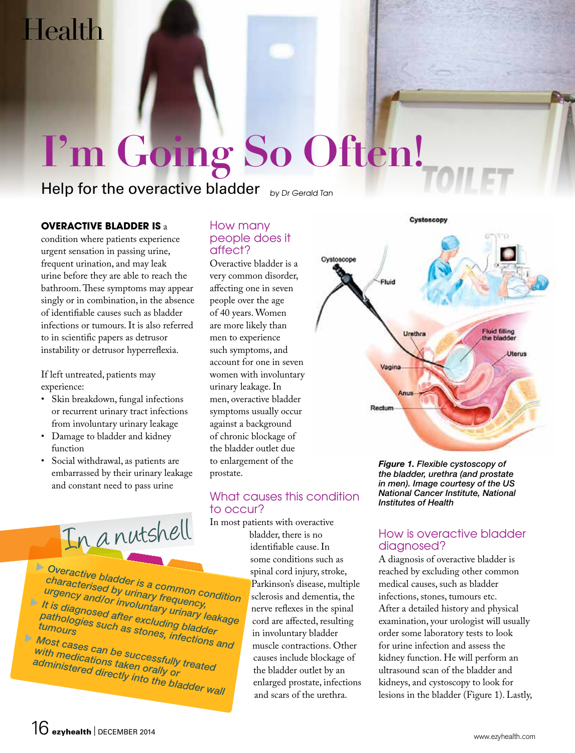# I'm Going So Often!

## Help for the overactive bladder

*by Dr Gerald Tan*

**OVERACTIVE BLADDER IS** a condition where patients experience urgent sensation in passing urine, frequent urination, and may leak urine before they are able to reach the bathroom. These symptoms may appear singly or in combination, in the absence of identifiable causes such as bladder infections or tumours. It is also referred to in scientific papers as detrusor instability or detrusor hyperreflexia.

If left untreated, patients may experience:

- Skin breakdown, fungal infections or recurrent urinary tract infections from involuntary urinary leakage
- Damage to bladder and kidney function
- Social withdrawal, as patients are embarrassed by their urinary leakage and constant need to pass urine

### In a nutshell

- Overactive bladder is a common condition characterised by urinary frequency, urgency and/or involuntary urinary leakage
- It is diagnosed after excluding bladder pathologies such as stones, infections and tumours
- Most cases can be successfully treated with medications taken orally or administered directly into the bladder wall

### How many people does it affect?

Overactive bladder is a very common disorder, affecting one in seven people over the age of 40 years. Women are more likely than men to experience such symptoms, and account for one in seven women with involuntary urinary leakage. In men, overactive bladder symptoms usually occur against a background of chronic blockage of the bladder outlet due to enlargement of the prostate.

### What causes this condition to occur?

In most patients with overactive bladder, there is no identifiable cause. In some conditions such as spinal cord injury, stroke, Parkinson's disease, multiple sclerosis and dementia, the nerve reflexes in the spinal cord are affected, resulting in involuntary bladder muscle contractions. Other causes include blockage of the bladder outlet by an enlarged prostate, infections and scars of the urethra.

***Figure 1.*** *Flexible cystoscopy of the bladder, urethra (and prostate in men). Image courtesy of the US National Cancer Institute, National Institutes of Health*

### How is overactive bladder diagnosed?

A diagnosis of overactive bladder is reached by excluding other common medical causes, such as bladder infections, stones, tumours etc. After a detailed history and physical examination, your urologist will usually order some laboratory tests to look for urine infection and assess the kidney function. He will perform an ultrasound scan of the bladder and kidneys, and cystoscopy to look for lesions in the bladder (Figure 1). Lastly,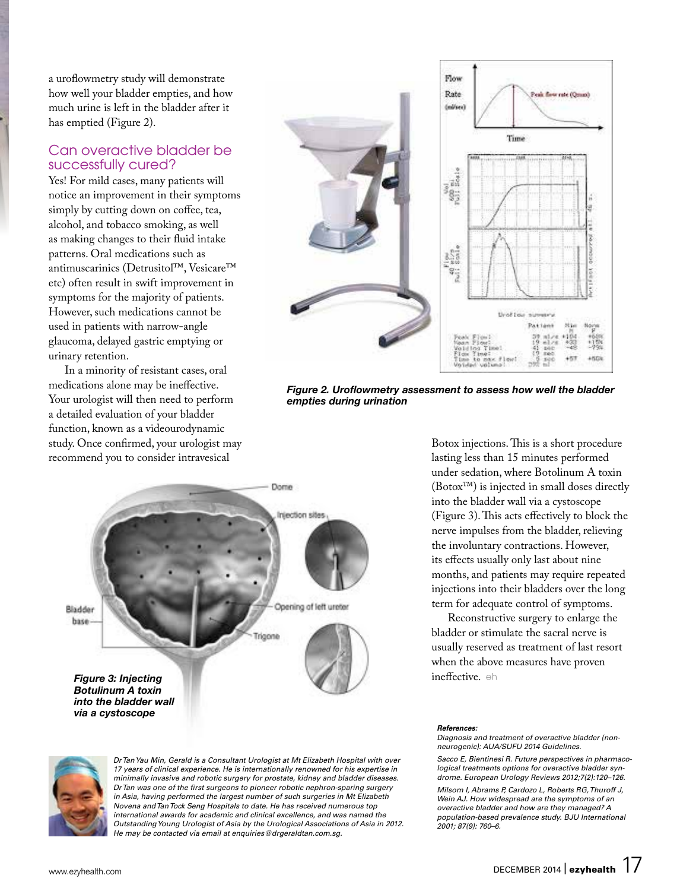a uroflowmetry study will demonstrate how well your bladder empties, and how much urine is left in the bladder after it has emptied (Figure 2).

## Can overactive bladder be successfully cured?

Yes! For mild cases, many patients will notice an improvement in their symptoms simply by cutting down on coffee, tea, alcohol, and tobacco smoking, as well as making changes to their fluid intake patterns. Oral medications such as antimuscarinics (Detrusitol™, Vesicare™ etc) often result in swift improvement in symptoms for the majority of patients. However, such medications cannot be used in patients with narrow-angle glaucoma, delayed gastric emptying or urinary retention.

In a minority of resistant cases, oral medications alone may be ineffective. Your urologist will then need to perform a detailed evaluation of your bladder function, known as a videourodynamic study. Once confirmed, your urologist may recommend you to consider intravesical Botox injections. This is a short procedure lasting less than 15 minutes performed under sedation, where Botolinum A toxin (Botox™) is injected in small doses directly into the bladder wall via a cystoscope (Figure 3). This acts effectively to block the nerve impulses from the bladder, relieving the involuntary contractions. However, its effects usually only last about nine months, and patients may require repeated injections into their bladders over the long term for adequate control of symptoms.

Reconstructive surgery to enlarge the bladder or stimulate the sacral nerve is usually reserved as treatment of last resort when the above measures have proven ineffective. eh

Flow Rate (ml/sec)

Peak flow rate (Qmax)

Time

***Figure 2. Uroflowmetry assessment to assess how well the bladder empties during urination***

Dome

Injection sites

Opening of left ureter

Bladder base

Trigone

***Figure 3: Injecting Botulinum A toxin into the bladder wall via a cystoscope***

*Dr Tan Yau Min, Gerald is a Consultant Urologist at Mt Elizabeth Hospital with over 17 years of clinical experience. He is internationally renowned for his expertise in minimally invasive and robotic surgery for prostate, kidney and bladder diseases. Dr Tan was one of the first surgeons to pioneer robotic nephron-sparing surgery in Asia, having performed the largest number of such surgeries in Mt Elizabeth Novena and Tan Tock Seng Hospitals to date. He has received numerous top international awards for academic and clinical excellence, and was named the Outstanding Young Urologist of Asia by the Urological Associations of Asia in 2012. He may be contacted via email at enquiries@drgeraldtan.com.sg.*

***References:***

*Diagnosis and treatment of overactive bladder (non-neurogenic): AUA/SUFU 2014 Guidelines.*

*Sacco E, Bientinesi R. Future perspectives in pharmacological treatments options for overactive bladder syndrome. European Urology Reviews 2012;7(2):120–126.*

*Milsom I, Abrams P, Cardozo L, Roberts RG, Thuroff J, Wein AJ. How widespread are the symptoms of an overactive bladder and how are they managed? A population-based prevalence study. BJU International 2001; 87(9): 760–6.*